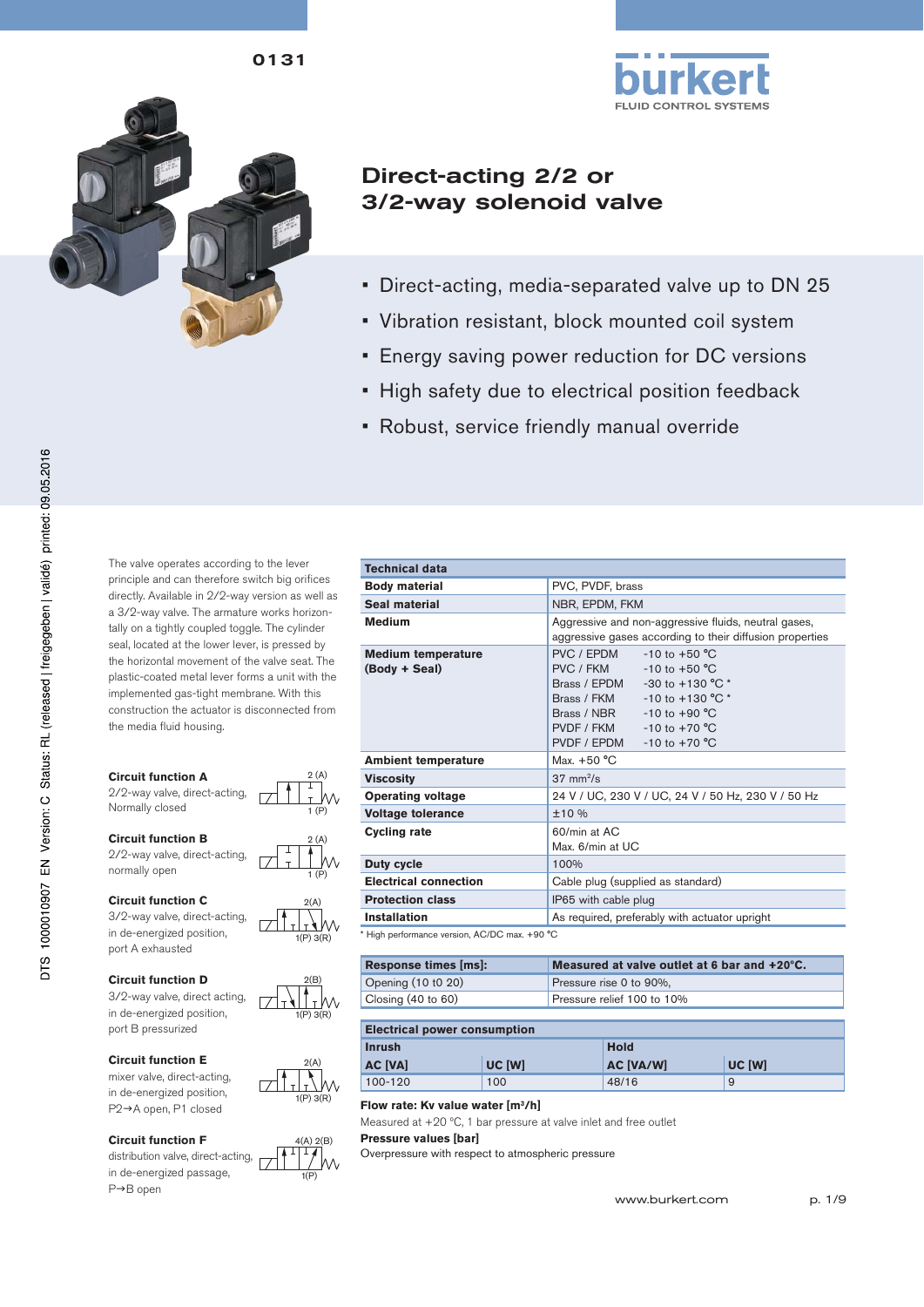0131

# Direct-acting 2/2 or 3/2-way solenoid valve

- Direct-acting, media-separated valve up to DN 25
- Vibration resistant, block mounted coil system
- Energy saving power reduction for DC versions
- High safety due to electrical position feedback
- Robust, service friendly manual override

The valve operates according to the lever principle and can therefore switch big orifices directly. Available in 2/2-way version as well as a 3/2-way valve. The armature works horizontally on a tightly coupled toggle. The cylinder seal, located at the lower lever, is pressed by the horizontal movement of the valve seat. The plastic-coated metal lever forms a unit with the implemented gas-tight membrane. With this construction the actuator is disconnected from the media fluid housing.

**Circuit function A**
2/2-way valve, direct-acting, Normally closed

**Circuit function B**
2/2-way valve, direct-acting, normally open

**Circuit function C**
3/2-way valve, direct-acting, in de-energized position, port A exhausted

**Circuit function D**
3/2-way valve, direct acting, in de-energized position, port B pressurized

**Circuit function E**
mixer valve, direct-acting, in de-energized position, P2→A open, P1 closed

**Circuit function F**
distribution valve, direct-acting, in de-energized passage, P→B open

| Technical data | |
|---|---|
| **Body material** | PVC, PVDF, brass |
| **Seal material** | NBR, EPDM, FKM |
| **Medium** | Aggressive and non-aggressive fluids, neutral gases, aggressive gases according to their diffusion properties |
| **Medium temperature (Body + Seal)** | PVC / EPDM -10 to +50 °C<br>PVC / FKM -10 to +50 °C<br>Brass / EPDM -30 to +130 °C *<br>Brass / FKM -10 to +130 °C *<br>Brass / NBR -10 to +90 °C<br>PVDF / FKM -10 to +70 °C<br>PVDF / EPDM -10 to +70 °C |
| **Ambient temperature** | Max. +50 °C |
| **Viscosity** | 37 mm²/s |
| **Operating voltage** | 24 V / UC, 230 V / UC, 24 V / 50 Hz, 230 V / 50 Hz |
| **Voltage tolerance** | ±10 % |
| **Cycling rate** | 60/min at AC<br>Max. 6/min at UC |
| **Duty cycle** | 100% |
| **Electrical connection** | Cable plug (supplied as standard) |
| **Protection class** | IP65 with cable plug |
| **Installation** | As required, preferably with actuator upright |

* High performance version, AC/DC max. +90 °C

| Response times [ms]: | Measured at valve outlet at 6 bar and +20°C. |
|---|---|
| Opening (10 t0 20) | Pressure rise 0 to 90%, |
| Closing (40 to 60) | Pressure relief 100 to 10% |

| Electrical power consumption | | | |
|---|---|---|---|
| **Inrush** | | **Hold** | |
| **AC [VA]** | **UC [W]** | **AC [VA/W]** | **UC [W]** |
| 100-120 | 100 | 48/16 | 9 |

**Flow rate: Kv value water [m³/h]**
Measured at +20 °C, 1 bar pressure at valve inlet and free outlet

**Pressure values [bar]**
Overpressure with respect to atmospheric pressure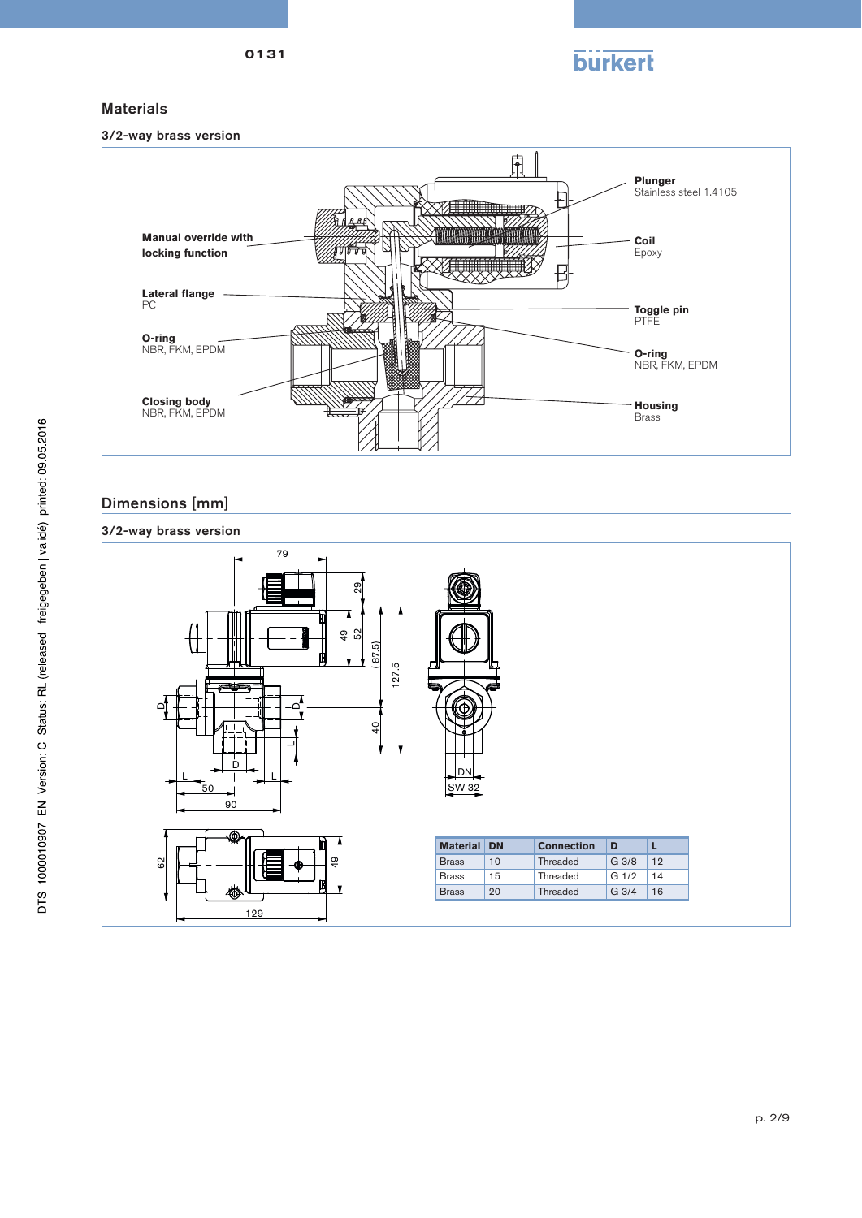## Materials

### 3/2-way brass version

**Plunger**
Stainless steel 1.4105

**Manual override with locking function**

**Coil**
Epoxy

**Lateral flange**
PC

**Toggle pin**
PTFE

**O-ring**
NBR, FKM, EPDM

**O-ring**
NBR, FKM, EPDM

**Closing body**
NBR, FKM, EPDM

**Housing**
Brass

## Dimensions [mm]

### 3/2-way brass version

| Material | DN | Connection | D | L |
|---|---|---|---|---|
| Brass | 10 | Threaded | G 3/8 | 12 |
| Brass | 15 | Threaded | G 1/2 | 14 |
| Brass | 20 | Threaded | G 3/4 | 16 |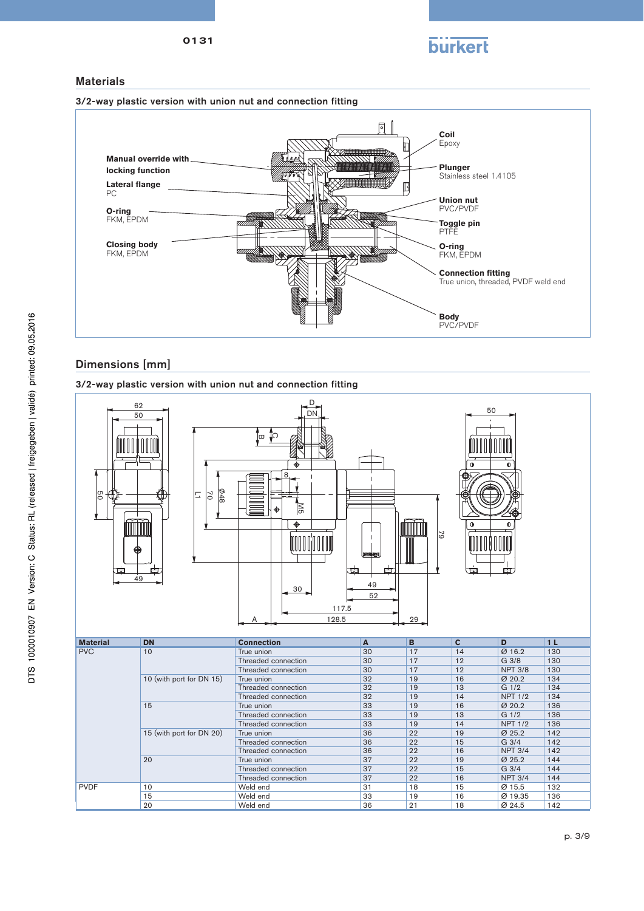## Materials

### 3/2-way plastic version with union nut and connection fitting

**Manual override with locking function**

**Lateral flange**
PC

**O-ring**
FKM, EPDM

**Closing body**
FKM, EPDM

**Coil**
Epoxy

**Plunger**
Stainless steel 1.4105

**Union nut**
PVC/PVDF

**Toggle pin**
PTFE

**O-ring**
FKM, EPDM

**Connection fitting**
True union, threaded, PVDF weld end

**Body**
PVC/PVDF

## Dimensions [mm]

### 3/2-way plastic version with union nut and connection fitting

| Material | DN | Connection | A | B | C | D | L |
|---|---|---|---|---|---|---|---|
| PVC | 10 | True union | 30 | 17 | 14 | Ø 16.2 | 130 |
| | | Threaded connection | 30 | 17 | 12 | G 3/8 | 130 |
| | | Threaded connection | 30 | 17 | 12 | NPT 3/8 | 130 |
| | 10 (with port for DN 15) | True union | 32 | 19 | 16 | Ø 20.2 | 134 |
| | | Threaded connection | 32 | 19 | 13 | G 1/2 | 134 |
| | | Threaded connection | 32 | 19 | 14 | NPT 1/2 | 134 |
| | 15 | True union | 33 | 19 | 16 | Ø 20.2 | 136 |
| | | Threaded connection | 33 | 19 | 13 | G 1/2 | 136 |
| | | Threaded connection | 33 | 19 | 14 | NPT 1/2 | 136 |
| | 15 (with port for DN 20) | True union | 36 | 22 | 19 | Ø 25.2 | 142 |
| | | Threaded connection | 36 | 22 | 15 | G 3/4 | 142 |
| | | Threaded connection | 36 | 22 | 16 | NPT 3/4 | 142 |
| | 20 | True union | 37 | 22 | 19 | Ø 25.2 | 144 |
| | | Threaded connection | 37 | 22 | 15 | G 3/4 | 144 |
| | | Threaded connection | 37 | 22 | 16 | NPT 3/4 | 144 |
| PVDF | 10 | Weld end | 31 | 18 | 15 | Ø 15.5 | 132 |
| | 15 | Weld end | 33 | 19 | 16 | Ø 19.35 | 136 |
| | 20 | Weld end | 36 | 21 | 18 | Ø 24.5 | 142 |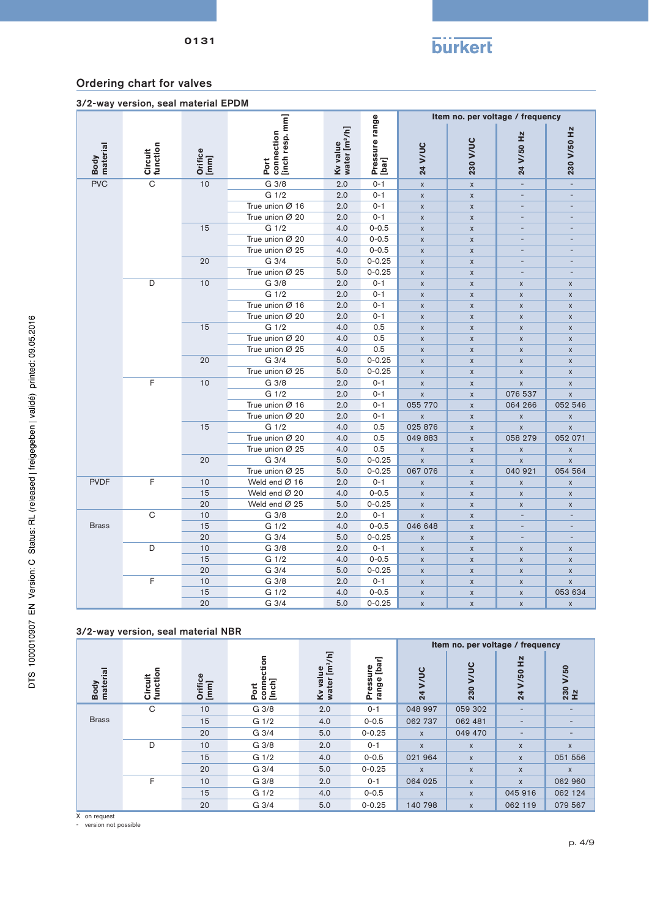## Ordering chart for valves

### 3/2-way version, seal material EPDM

| Body material | Circuit function | Orifice [mm] | Port connection [inch resp. mm] | Kv value water [m³/h] | Pressure range [bar] | Item no. per voltage / frequency | | | |
|---|---|---|---|---|---|---|---|---|---|
| | | | | | | 24 V/UC | 230 V/UC | 24 V/50 Hz | 230 V/50 Hz |
| PVC | C | 10 | G 3/8 | 2.0 | 0-1 | x | x | - | - |
| | | | G 1/2 | 2.0 | 0-1 | x | x | - | - |
| | | | True union Ø 16 | 2.0 | 0-1 | x | x | - | - |
| | | | True union Ø 20 | 2.0 | 0-1 | x | x | - | - |
| | | 15 | G 1/2 | 4.0 | 0-0.5 | x | x | - | - |
| | | | True union Ø 20 | 4.0 | 0-0.5 | x | x | - | - |
| | | | True union Ø 25 | 4.0 | 0-0.5 | x | x | - | - |
| | | 20 | G 3/4 | 5.0 | 0-0.25 | x | x | - | - |
| | | | True union Ø 25 | 5.0 | 0-0.25 | x | x | - | - |
| | D | 10 | G 3/8 | 2.0 | 0-1 | x | x | x | x |
| | | | G 1/2 | 2.0 | 0-1 | x | x | x | x |
| | | | True union Ø 16 | 2.0 | 0-1 | x | x | x | x |
| | | | True union Ø 20 | 2.0 | 0-1 | x | x | x | x |
| | | 15 | G 1/2 | 4.0 | 0.5 | x | x | x | x |
| | | | True union Ø 20 | 4.0 | 0.5 | x | x | x | x |
| | | | True union Ø 25 | 4.0 | 0.5 | x | x | x | x |
| | | 20 | G 3/4 | 5.0 | 0-0.25 | x | x | x | x |
| | | | True union Ø 25 | 5.0 | 0-0.25 | x | x | x | x |
| | F | 10 | G 3/8 | 2.0 | 0-1 | x | x | x | x |
| | | | G 1/2 | 2.0 | 0-1 | x | x | 076 537 | x |
| | | | True union Ø 16 | 2.0 | 0-1 | 055 770 | x | 064 266 | 052 546 |
| | | | True union Ø 20 | 2.0 | 0-1 | x | x | x | x |
| | | 15 | G 1/2 | 4.0 | 0.5 | 025 876 | x | x | x |
| | | | True union Ø 20 | 4.0 | 0.5 | 049 883 | x | 058 279 | 052 071 |
| | | | True union Ø 25 | 4.0 | 0.5 | x | x | x | x |
| | | 20 | G 3/4 | 5.0 | 0-0.25 | x | x | x | x |
| | | | True union Ø 25 | 5.0 | 0-0.25 | 067 076 | x | 040 921 | 054 564 |
| PVDF | F | 10 | Weld end Ø 16 | 2.0 | 0-1 | x | x | x | x |
| | | 15 | Weld end Ø 20 | 4.0 | 0-0.5 | x | x | x | x |
| | | 20 | Weld end Ø 25 | 5.0 | 0-0.25 | x | x | x | x |
| Brass | C | 10 | G 3/8 | 2.0 | 0-1 | x | x | - | - |
| | | 15 | G 1/2 | 4.0 | 0-0.5 | 046 648 | x | - | - |
| | | 20 | G 3/4 | 5.0 | 0-0.25 | x | x | - | - |
| | D | 10 | G 3/8 | 2.0 | 0-1 | x | x | x | x |
| | | 15 | G 1/2 | 4.0 | 0-0.5 | x | x | x | x |
| | | 20 | G 3/4 | 5.0 | 0-0.25 | x | x | x | x |
| | F | 10 | G 3/8 | 2.0 | 0-1 | x | x | x | x |
| | | 15 | G 1/2 | 4.0 | 0-0.5 | x | x | x | 053 634 |
| | | 20 | G 3/4 | 5.0 | 0-0.25 | x | x | x | x |

### 3/2-way version, seal material NBR

| Body material | Circuit function | Orifice [mm] | Port connection [inch] | Kv value water [m³/h] | Pressure range [bar] | Item no. per voltage / frequency | | | |
|---|---|---|---|---|---|---|---|---|---|
| | | | | | | 24 V/UC | 230 V/UC | 24 V/50 Hz | 230 V/50 Hz |
| Brass | C | 10 | G 3/8 | 2.0 | 0-1 | 048 997 | 059 302 | - | - |
| | | 15 | G 1/2 | 4.0 | 0-0.5 | 062 737 | 062 481 | - | - |
| | | 20 | G 3/4 | 5.0 | 0-0.25 | x | 049 470 | - | - |
| | D | 10 | G 3/8 | 2.0 | 0-1 | x | x | x | x |
| | | 15 | G 1/2 | 4.0 | 0-0.5 | 021 964 | x | x | 051 556 |
| | | 20 | G 3/4 | 5.0 | 0-0.25 | x | x | x | x |
| | F | 10 | G 3/8 | 2.0 | 0-1 | 064 025 | x | x | 062 960 |
| | | 15 | G 1/2 | 4.0 | 0-0.5 | x | x | 045 916 | 062 124 |
| | | 20 | G 3/4 | 5.0 | 0-0.25 | 140 798 | x | 062 119 | 079 567 |

X on request
\- version not possible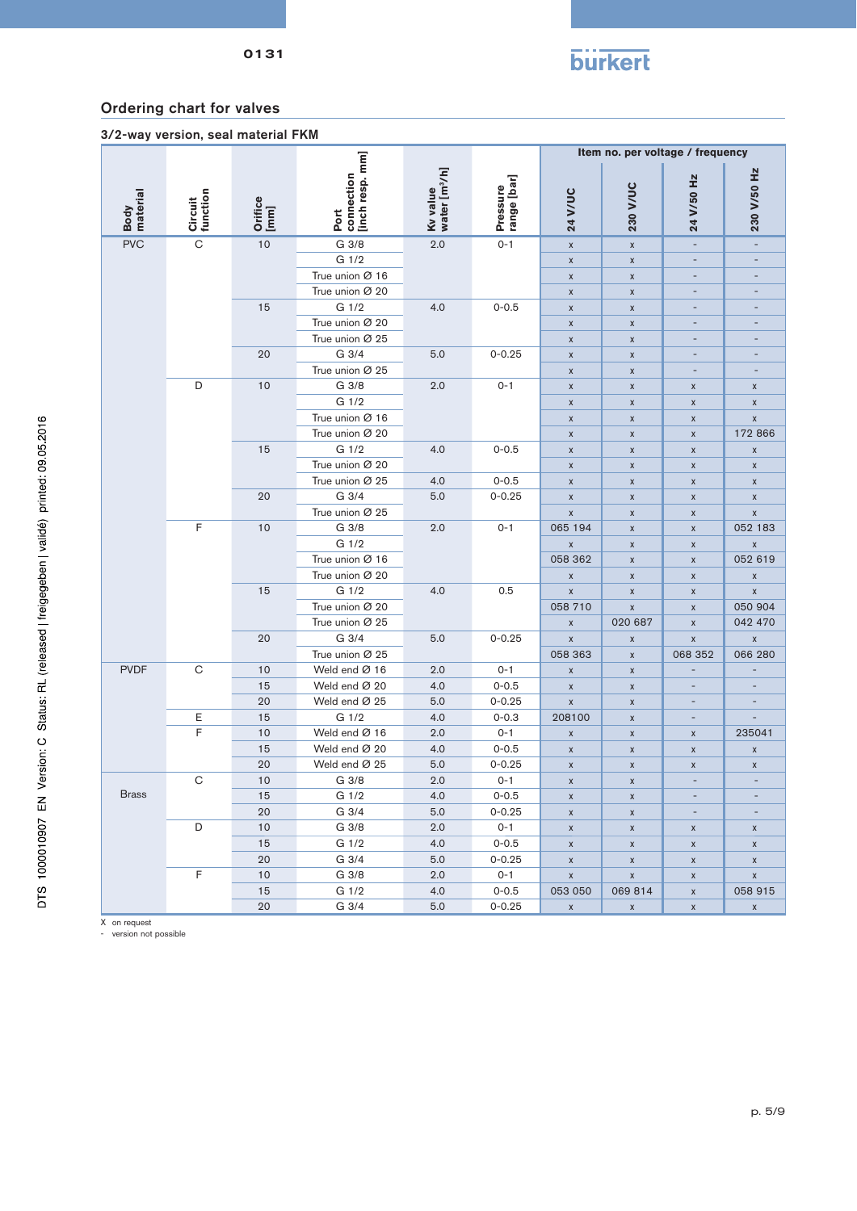## Ordering chart for valves

### 3/2-way version, seal material FKM

| Body material | Circuit function | Orifice [mm] | Port connection [inch resp. mm] | Kv value water [m³/h] | Pressure range [bar] | Item no. per voltage / frequency | | | |
|---|---|---|---|---|---|---|---|---|---|
| | | | | | | 24 V/UC | 230 V/UC | 24 V/50 Hz | 230 V/50 Hz |
| PVC | C | 10 | G 3/8 | 2.0 | 0-1 | x | x | - | - |
| | | | G 1/2 | | | x | x | - | - |
| | | | True union Ø 16 | | | x | x | - | - |
| | | | True union Ø 20 | | | x | x | - | - |
| | | 15 | G 1/2 | 4.0 | 0-0.5 | x | x | - | - |
| | | | True union Ø 20 | | | x | x | - | - |
| | | | True union Ø 25 | | | x | x | - | - |
| | | 20 | G 3/4 | 5.0 | 0-0.25 | x | x | - | - |
| | | | True union Ø 25 | | | x | x | - | - |
| | D | 10 | G 3/8 | 2.0 | 0-1 | x | x | x | x |
| | | | G 1/2 | | | x | x | x | x |
| | | | True union Ø 16 | | | x | x | x | x |
| | | | True union Ø 20 | | | x | x | x | 172 866 |
| | | 15 | G 1/2 | 4.0 | 0-0.5 | x | x | x | x |
| | | | True union Ø 20 | | | x | x | x | x |
| | | | True union Ø 25 | 4.0 | 0-0.5 | x | x | x | x |
| | | 20 | G 3/4 | 5.0 | 0-0.25 | x | x | x | x |
| | | | True union Ø 25 | | | x | x | x | x |
| | F | 10 | G 3/8 | 2.0 | 0-1 | 065 194 | x | x | 052 183 |
| | | | G 1/2 | | | x | x | x | x |
| | | | True union Ø 16 | | | 058 362 | x | x | 052 619 |
| | | | True union Ø 20 | | | x | x | x | x |
| | | 15 | G 1/2 | 4.0 | 0.5 | x | x | x | x |
| | | | True union Ø 20 | | | 058 710 | x | x | 050 904 |
| | | | True union Ø 25 | | | x | 020 687 | x | 042 470 |
| | | 20 | G 3/4 | 5.0 | 0-0.25 | x | x | x | x |
| | | | True union Ø 25 | | | 058 363 | x | 068 352 | 066 280 |
| PVDF | C | 10 | Weld end Ø 16 | 2.0 | 0-1 | x | x | - | - |
| | | 15 | Weld end Ø 20 | 4.0 | 0-0.5 | x | x | - | - |
| | | 20 | Weld end Ø 25 | 5.0 | 0-0.25 | x | x | - | - |
| | E | 15 | G 1/2 | 4.0 | 0-0.3 | 208100 | x | - | - |
| | F | 10 | Weld end Ø 16 | 2.0 | 0-1 | x | x | x | 235041 |
| | | 15 | Weld end Ø 20 | 4.0 | 0-0.5 | x | x | x | x |
| | | 20 | Weld end Ø 25 | 5.0 | 0-0.25 | x | x | x | x |
| Brass | C | 10 | G 3/8 | 2.0 | 0-1 | x | x | - | - |
| | | 15 | G 1/2 | 4.0 | 0-0.5 | x | x | - | - |
| | | 20 | G 3/4 | 5.0 | 0-0.25 | x | x | - | - |
| | D | 10 | G 3/8 | 2.0 | 0-1 | x | x | x | x |
| | | 15 | G 1/2 | 4.0 | 0-0.5 | x | x | x | x |
| | | 20 | G 3/4 | 5.0 | 0-0.25 | x | x | x | x |
| | F | 10 | G 3/8 | 2.0 | 0-1 | x | x | x | x |
| | | 15 | G 1/2 | 4.0 | 0-0.5 | 053 050 | 069 814 | x | 058 915 |
| | | 20 | G 3/4 | 5.0 | 0-0.25 | x | x | x | x |

X on request
\- version not possible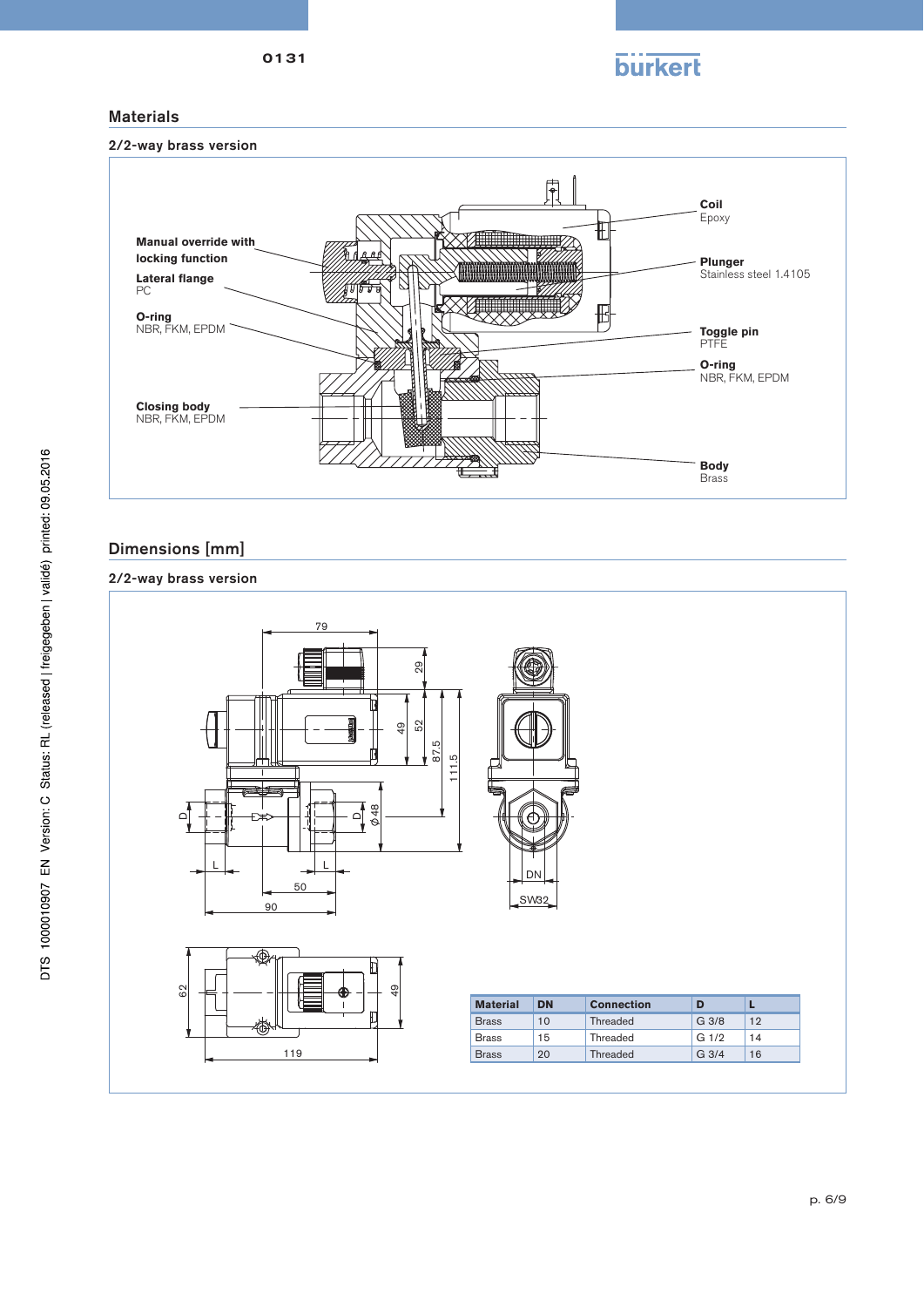## Materials

### 2/2-way brass version

**Manual override with locking function**

**Lateral flange**
PC

**O-ring**
NBR, FKM, EPDM

**Closing body**
NBR, FKM, EPDM

**Coil**
Epoxy

**Plunger**
Stainless steel 1.4105

**Toggle pin**
PTFE

**O-ring**
NBR, FKM, EPDM

**Body**
Brass

## Dimensions [mm]

### 2/2-way brass version

| Material | DN | Connection | D | L |
|---|---|---|---|---|
| Brass | 10 | Threaded | G 3/8 | 12 |
| Brass | 15 | Threaded | G 1/2 | 14 |
| Brass | 20 | Threaded | G 3/4 | 16 |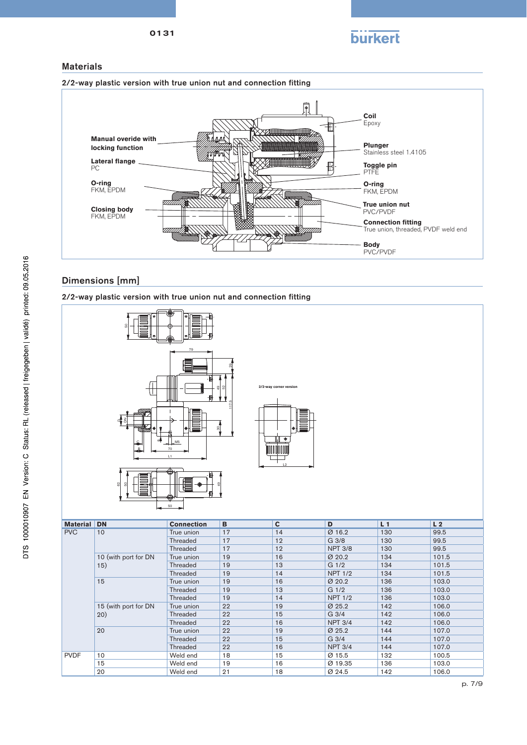## Materials

### 2/2-way plastic version with true union nut and connection fitting

**Manual overide with locking function**

**Lateral flange**
PC

**O-ring**
FKM, EPDM

**Closing body**
FKM, EPDM

**Coil**
Epoxy

**Plunger**
Stainless steel 1.4105

**Toggle pin**
PTFE

**O-ring**
FKM, EPDM

**True union nut**
PVC/PVDF

**Connection fitting**
True union, threaded, PVDF weld end

**Body**
PVC/PVDF

## Dimensions [mm]

### 2/2-way plastic version with true union nut and connection fitting

2/2-way corner version

| Material | DN | Connection | B | C | D | L 1 | L 2 |
|---|---|---|---|---|---|---|---|
| PVC | 10 | True union | 17 | 14 | Ø 16.2 | 130 | 99.5 |
| | | Threaded | 17 | 12 | G 3/8 | 130 | 99.5 |
| | | Threaded | 17 | 12 | NPT 3/8 | 130 | 99.5 |
| | 10 (with port for DN 15) | True union | 19 | 16 | Ø 20.2 | 134 | 101.5 |
| | | Threaded | 19 | 13 | G 1/2 | 134 | 101.5 |
| | | Threaded | 19 | 14 | NPT 1/2 | 134 | 101.5 |
| | 15 | True union | 19 | 16 | Ø 20.2 | 136 | 103.0 |
| | | Threaded | 19 | 13 | G 1/2 | 136 | 103.0 |
| | | Threaded | 19 | 14 | NPT 1/2 | 136 | 103.0 |
| | 15 (with port for DN 20) | True union | 22 | 19 | Ø 25.2 | 142 | 106.0 |
| | | Threaded | 22 | 15 | G 3/4 | 142 | 106.0 |
| | | Threaded | 22 | 16 | NPT 3/4 | 142 | 106.0 |
| | 20 | True union | 22 | 19 | Ø 25.2 | 144 | 107.0 |
| | | Threaded | 22 | 15 | G 3/4 | 144 | 107.0 |
| | | Threaded | 22 | 16 | NPT 3/4 | 144 | 107.0 |
| PVDF | 10 | Weld end | 18 | 15 | Ø 15.5 | 132 | 100.5 |
| | 15 | Weld end | 19 | 16 | Ø 19.35 | 136 | 103.0 |
| | 20 | Weld end | 21 | 18 | Ø 24.5 | 142 | 106.0 |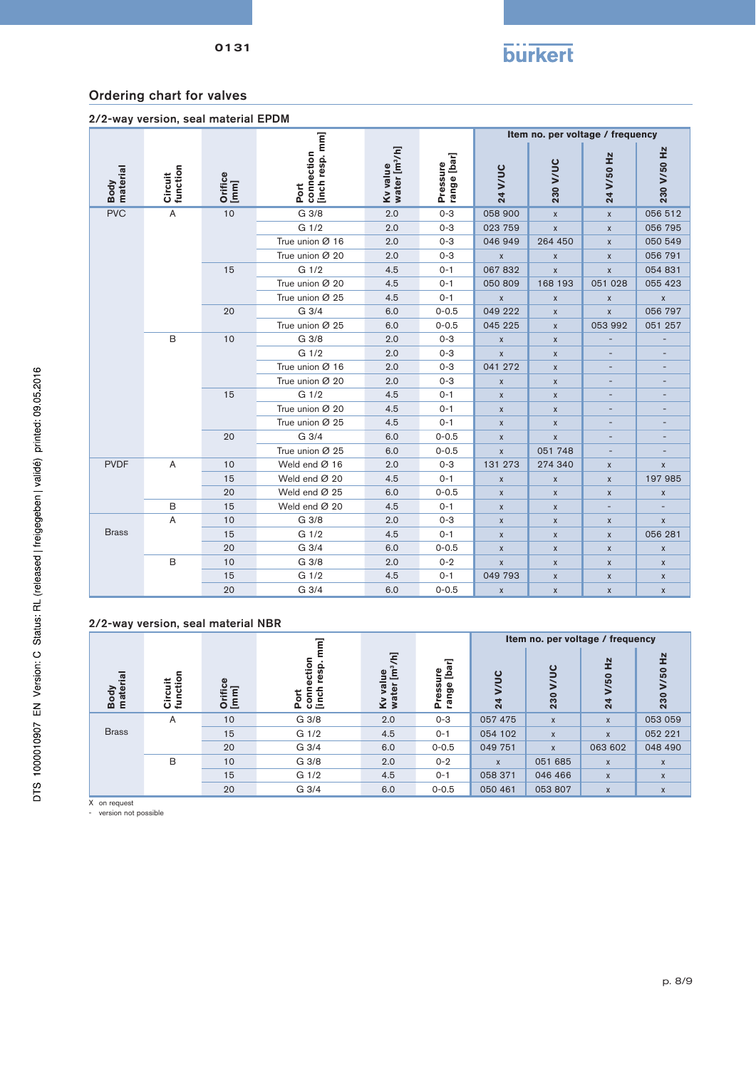## Ordering chart for valves

### 2/2-way version, seal material EPDM

| Body material | Circuit function | Orifice [mm] | Port connection [inch resp. mm] | Kv value water [m³/h] | Pressure range [bar] | Item no. per voltage / frequency | | | |
|---|---|---|---|---|---|---|---|---|---|
| | | | | | | 24 V/UC | 230 V/UC | 24 V/50 Hz | 230 V/50 Hz |
| PVC | A | 10 | G 3/8 | 2.0 | 0-3 | 058 900 | x | x | 056 512 |
| | | | G 1/2 | 2.0 | 0-3 | 023 759 | x | x | 056 795 |
| | | | True union Ø 16 | 2.0 | 0-3 | 046 949 | 264 450 | x | 050 549 |
| | | | True union Ø 20 | 2.0 | 0-3 | x | x | x | 056 791 |
| | | 15 | G 1/2 | 4.5 | 0-1 | 067 832 | x | x | 054 831 |
| | | | True union Ø 20 | 4.5 | 0-1 | 050 809 | 168 193 | 051 028 | 055 423 |
| | | | True union Ø 25 | 4.5 | 0-1 | x | x | x | x |
| | | 20 | G 3/4 | 6.0 | 0-0.5 | 049 222 | x | x | 056 797 |
| | | | True union Ø 25 | 6.0 | 0-0.5 | 045 225 | x | 053 992 | 051 257 |
| | B | 10 | G 3/8 | 2.0 | 0-3 | x | x | - | - |
| | | | G 1/2 | 2.0 | 0-3 | x | x | - | - |
| | | | True union Ø 16 | 2.0 | 0-3 | 041 272 | x | - | - |
| | | | True union Ø 20 | 2.0 | 0-3 | x | x | - | - |
| | | 15 | G 1/2 | 4.5 | 0-1 | x | x | - | - |
| | | | True union Ø 20 | 4.5 | 0-1 | x | x | - | - |
| | | | True union Ø 25 | 4.5 | 0-1 | x | x | - | - |
| | | 20 | G 3/4 | 6.0 | 0-0.5 | x | x | - | - |
| | | | True union Ø 25 | 6.0 | 0-0.5 | x | 051 748 | - | - |
| PVDF | A | 10 | Weld end Ø 16 | 2.0 | 0-3 | 131 273 | 274 340 | x | x |
| | | 15 | Weld end Ø 20 | 4.5 | 0-1 | x | x | x | 197 985 |
| | | 20 | Weld end Ø 25 | 6.0 | 0-0.5 | x | x | x | x |
| | B | 15 | Weld end Ø 20 | 4.5 | 0-1 | x | x | - | - |
| Brass | A | 10 | G 3/8 | 2.0 | 0-3 | x | x | x | x |
| | | 15 | G 1/2 | 4.5 | 0-1 | x | x | x | 056 281 |
| | | 20 | G 3/4 | 6.0 | 0-0.5 | x | x | x | x |
| | B | 10 | G 3/8 | 2.0 | 0-2 | x | x | x | x |
| | | 15 | G 1/2 | 4.5 | 0-1 | 049 793 | x | x | x |
| | | 20 | G 3/4 | 6.0 | 0-0.5 | x | x | x | x |

### 2/2-way version, seal material NBR

| Body material | Circuit function | Orifice [mm] | Port connection [inch resp. mm] | Kv value water [m³/h] | Pressure range [bar] | Item no. per voltage / frequency | | | |
|---|---|---|---|---|---|---|---|---|---|
| | | | | | | 24 V/UC | 230 V/UC | 24 V/50 Hz | 230 V/50 Hz |
| Brass | A | 10 | G 3/8 | 2.0 | 0-3 | 057 475 | x | x | 053 059 |
| | | 15 | G 1/2 | 4.5 | 0-1 | 054 102 | x | x | 052 221 |
| | | 20 | G 3/4 | 6.0 | 0-0.5 | 049 751 | x | 063 602 | 048 490 |
| | B | 10 | G 3/8 | 2.0 | 0-2 | x | 051 685 | x | x |
| | | 15 | G 1/2 | 4.5 | 0-1 | 058 371 | 046 466 | x | x |
| | | 20 | G 3/4 | 6.0 | 0-0.5 | 050 461 | 053 807 | x | x |

X on request
- version not possible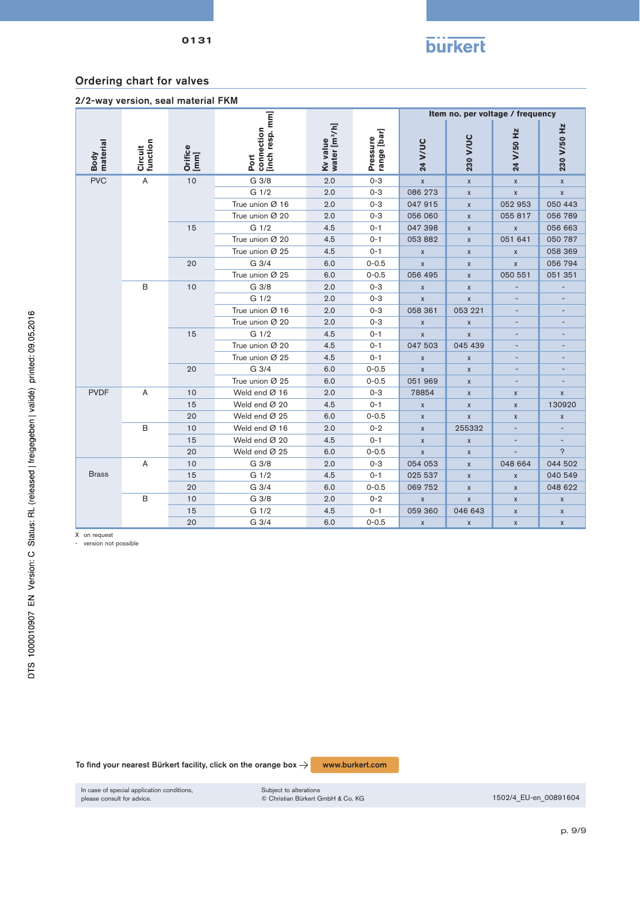0131

## Ordering chart for valves

### 2/2-way version, seal material FKM

| Body material | Circuit function | Orifice [mm] | Port connection [inch resp. mm] | Kv value water [m³/h] | Pressure range [bar] | Item no. per voltage / frequency | | | |
|---|---|---|---|---|---|---|---|---|---|
| | | | | | | 24 V/UC | 230 V/UC | 24 V/50 Hz | 230 V/50 Hz |
| PVC | A | 10 | G 3/8 | 2.0 | 0-3 | x | x | x | x |
| | | | G 1/2 | 2.0 | 0-3 | 086 273 | x | x | x |
| | | | True union Ø 16 | 2.0 | 0-3 | 047 915 | x | 052 953 | 050 443 |
| | | | True union Ø 20 | 2.0 | 0-3 | 056 060 | x | 055 817 | 056 789 |
| | | 15 | G 1/2 | 4.5 | 0-1 | 047 398 | x | x | 056 663 |
| | | | True union Ø 20 | 4.5 | 0-1 | 053 882 | x | 051 641 | 050 787 |
| | | | True union Ø 25 | 4.5 | 0-1 | x | x | x | 058 369 |
| | | 20 | G 3/4 | 6.0 | 0-0.5 | x | x | x | 056 794 |
| | | | True union Ø 25 | 6.0 | 0-0.5 | 056 495 | x | 050 551 | 051 351 |
| | B | 10 | G 3/8 | 2.0 | 0-3 | x | x | - | - |
| | | | G 1/2 | 2.0 | 0-3 | x | x | - | - |
| | | | True union Ø 16 | 2.0 | 0-3 | 058 361 | 053 221 | - | - |
| | | | True union Ø 20 | 2.0 | 0-3 | x | x | - | - |
| | | 15 | G 1/2 | 4.5 | 0-1 | x | x | - | - |
| | | | True union Ø 20 | 4.5 | 0-1 | 047 503 | 045 439 | - | - |
| | | | True union Ø 25 | 4.5 | 0-1 | x | x | - | - |
| | | 20 | G 3/4 | 6.0 | 0-0.5 | x | x | - | - |
| | | | True union Ø 25 | 6.0 | 0-0.5 | 051 969 | x | - | - |
| PVDF | A | 10 | Weld end Ø 16 | 2.0 | 0-3 | 78854 | x | x | x |
| | | 15 | Weld end Ø 20 | 4.5 | 0-1 | x | x | x | 130920 |
| | | 20 | Weld end Ø 25 | 6.0 | 0-0.5 | x | x | x | x |
| | B | 10 | Weld end Ø 16 | 2.0 | 0-2 | x | 255332 | - | - |
| | | 15 | Weld end Ø 20 | 4.5 | 0-1 | x | x | - | - |
| | | 20 | Weld end Ø 25 | 6.0 | 0-0.5 | x | x | - | ? |
| Brass | A | 10 | G 3/8 | 2.0 | 0-3 | 054 053 | x | 048 664 | 044 502 |
| | | 15 | G 1/2 | 4.5 | 0-1 | 025 537 | x | x | 040 549 |
| | | 20 | G 3/4 | 6.0 | 0-0.5 | 069 752 | x | x | 048 622 |
| | B | 10 | G 3/8 | 2.0 | 0-2 | x | x | x | x |
| | | 15 | G 1/2 | 4.5 | 0-1 | 059 360 | 046 643 | x | x |
| | | 20 | G 3/4 | 6.0 | 0-0.5 | x | x | x | x |

X on request
- version not possible

DTS 1000010907 EN Version: C Status: RL (released | freigegeben | validé) printed: 09.05.2016

To find your nearest Bürkert facility, click on the orange box → www.burkert.com

In case of special application conditions, please consult for advice.

Subject to alterations
© Christian Bürkert GmbH & Co. KG

1502/4_EU-en_00891604